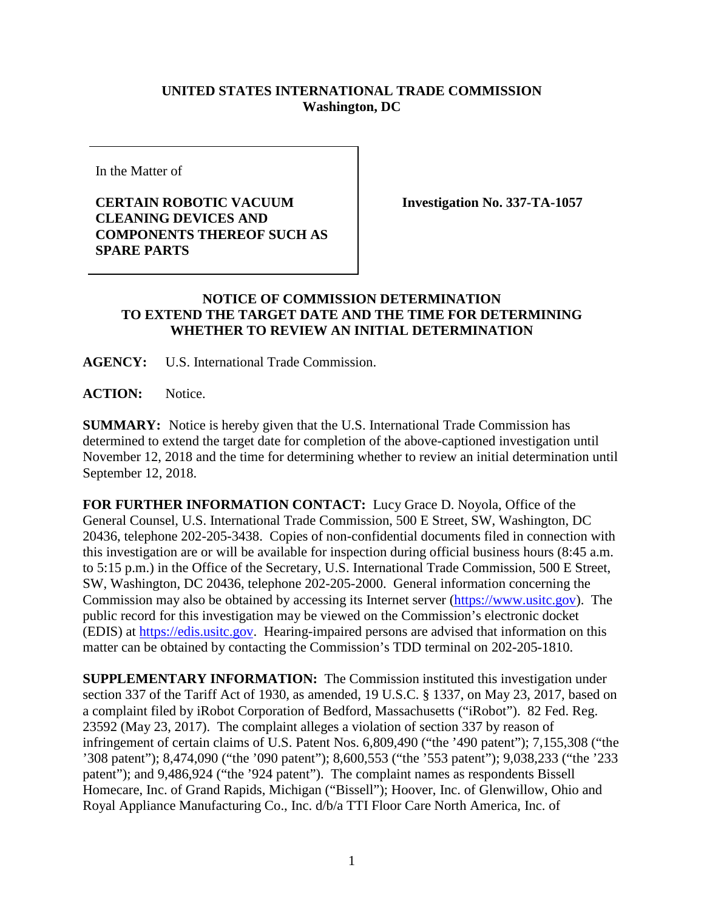**UNITED STATES INTERNATIONAL TRADE COMMISSION**
**Washington, DC**

| In the Matter of<br><br>**CERTAIN ROBOTIC VACUUM CLEANING DEVICES AND COMPONENTS THEREOF SUCH AS SPARE PARTS** | **Investigation No. 337-TA-1057** |
|---|---|

**NOTICE OF COMMISSION DETERMINATION TO EXTEND THE TARGET DATE AND THE TIME FOR DETERMINING WHETHER TO REVIEW AN INITIAL DETERMINATION**

**AGENCY:** U.S. International Trade Commission.

**ACTION:** Notice.

**SUMMARY:** Notice is hereby given that the U.S. International Trade Commission has determined to extend the target date for completion of the above-captioned investigation until November 12, 2018 and the time for determining whether to review an initial determination until September 12, 2018.

**FOR FURTHER INFORMATION CONTACT:** Lucy Grace D. Noyola, Office of the General Counsel, U.S. International Trade Commission, 500 E Street, SW, Washington, DC 20436, telephone 202-205-3438. Copies of non-confidential documents filed in connection with this investigation are or will be available for inspection during official business hours (8:45 a.m. to 5:15 p.m.) in the Office of the Secretary, U.S. International Trade Commission, 500 E Street, SW, Washington, DC 20436, telephone 202-205-2000. General information concerning the Commission may also be obtained by accessing its Internet server (https://www.usitc.gov). The public record for this investigation may be viewed on the Commission's electronic docket (EDIS) at https://edis.usitc.gov. Hearing-impaired persons are advised that information on this matter can be obtained by contacting the Commission's TDD terminal on 202-205-1810.

**SUPPLEMENTARY INFORMATION:** The Commission instituted this investigation under section 337 of the Tariff Act of 1930, as amended, 19 U.S.C. § 1337, on May 23, 2017, based on a complaint filed by iRobot Corporation of Bedford, Massachusetts ("iRobot"). 82 Fed. Reg. 23592 (May 23, 2017). The complaint alleges a violation of section 337 by reason of infringement of certain claims of U.S. Patent Nos. 6,809,490 ("the '490 patent"); 7,155,308 ("the '308 patent"); 8,474,090 ("the '090 patent"); 8,600,553 ("the '553 patent"); 9,038,233 ("the '233 patent"); and 9,486,924 ("the '924 patent"). The complaint names as respondents Bissell Homecare, Inc. of Grand Rapids, Michigan ("Bissell"); Hoover, Inc. of Glenwillow, Ohio and Royal Appliance Manufacturing Co., Inc. d/b/a TTI Floor Care North America, Inc. of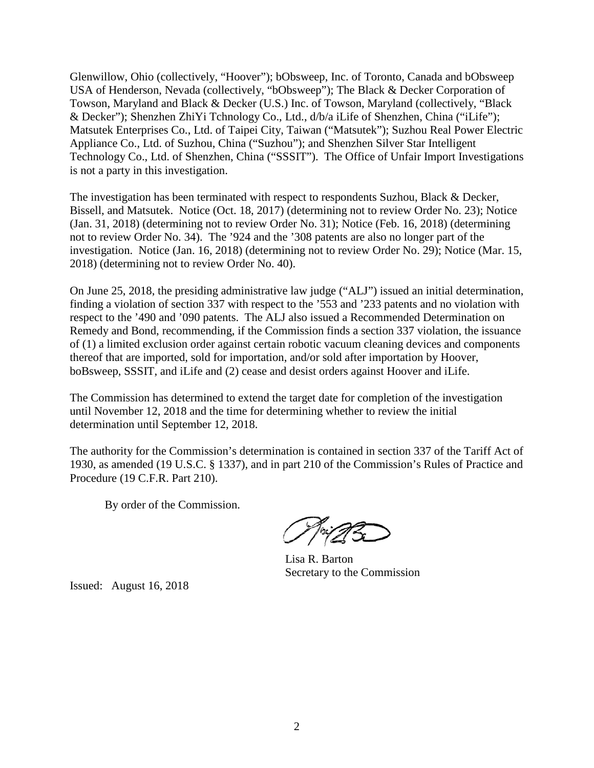Glenwillow, Ohio (collectively, "Hoover"); bObsweep, Inc. of Toronto, Canada and bObsweep USA of Henderson, Nevada (collectively, "bObsweep"); The Black & Decker Corporation of Towson, Maryland and Black & Decker (U.S.) Inc. of Towson, Maryland (collectively, "Black & Decker"); Shenzhen ZhiYi Tchnology Co., Ltd., d/b/a iLife of Shenzhen, China ("iLife"); Matsutek Enterprises Co., Ltd. of Taipei City, Taiwan ("Matsutek"); Suzhou Real Power Electric Appliance Co., Ltd. of Suzhou, China ("Suzhou"); and Shenzhen Silver Star Intelligent Technology Co., Ltd. of Shenzhen, China ("SSSIT"). The Office of Unfair Import Investigations is not a party in this investigation.

The investigation has been terminated with respect to respondents Suzhou, Black & Decker, Bissell, and Matsutek. Notice (Oct. 18, 2017) (determining not to review Order No. 23); Notice (Jan. 31, 2018) (determining not to review Order No. 31); Notice (Feb. 16, 2018) (determining not to review Order No. 34). The '924 and the '308 patents are also no longer part of the investigation. Notice (Jan. 16, 2018) (determining not to review Order No. 29); Notice (Mar. 15, 2018) (determining not to review Order No. 40).

On June 25, 2018, the presiding administrative law judge ("ALJ") issued an initial determination, finding a violation of section 337 with respect to the '553 and '233 patents and no violation with respect to the '490 and '090 patents. The ALJ also issued a Recommended Determination on Remedy and Bond, recommending, if the Commission finds a section 337 violation, the issuance of (1) a limited exclusion order against certain robotic vacuum cleaning devices and components thereof that are imported, sold for importation, and/or sold after importation by Hoover, boBsweep, SSSIT, and iLife and (2) cease and desist orders against Hoover and iLife.

The Commission has determined to extend the target date for completion of the investigation until November 12, 2018 and the time for determining whether to review the initial determination until September 12, 2018.

The authority for the Commission's determination is contained in section 337 of the Tariff Act of 1930, as amended (19 U.S.C. § 1337), and in part 210 of the Commission's Rules of Practice and Procedure (19 C.F.R. Part 210).

By order of the Commission.

Lisa R. Barton
Secretary to the Commission

Issued: August 16, 2018